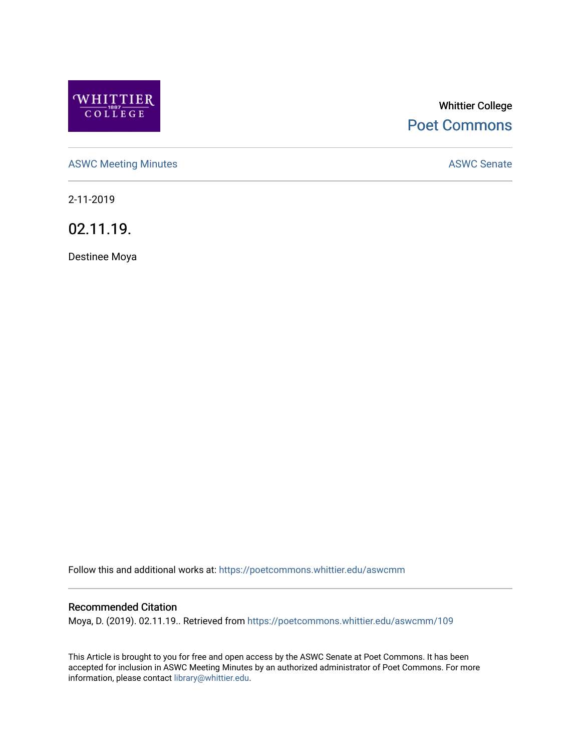Whittier College

Poet Commons

ASWC Meeting Minutes

ASWC Senate

2-11-2019

# 02.11.19.

Destinee Moya

Follow this and additional works at: https://poetcommons.whittier.edu/aswcmm

### Recommended Citation

Moya, D. (2019). 02.11.19.. Retrieved from https://poetcommons.whittier.edu/aswcmm/109

This Article is brought to you for free and open access by the ASWC Senate at Poet Commons. It has been accepted for inclusion in ASWC Meeting Minutes by an authorized administrator of Poet Commons. For more information, please contact library@whittier.edu.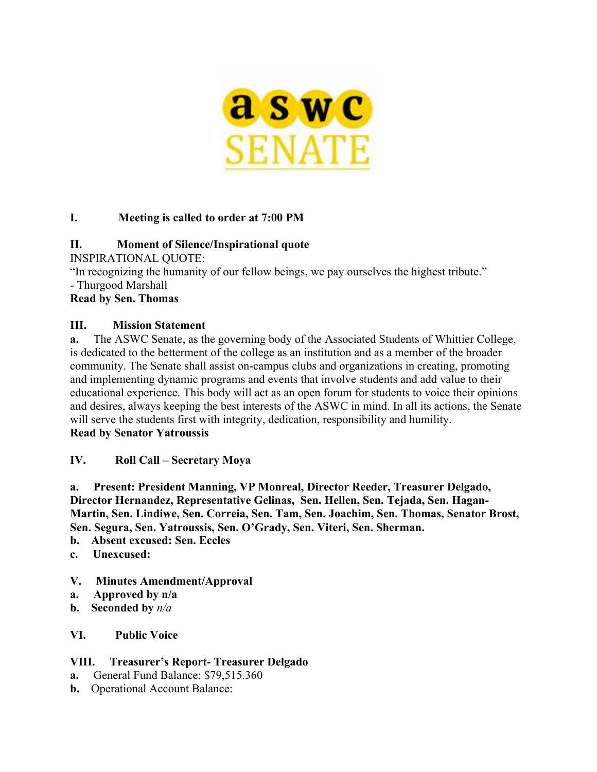**I. Meeting is called to order at 7:00 PM**

**II. Moment of Silence/Inspirational quote**

INSPIRATIONAL QUOTE:

"In recognizing the humanity of our fellow beings, we pay ourselves the highest tribute."
- Thurgood Marshall

**Read by Sen. Thomas**

**III. Mission Statement**

**a.** The ASWC Senate, as the governing body of the Associated Students of Whittier College, is dedicated to the betterment of the college as an institution and as a member of the broader community. The Senate shall assist on-campus clubs and organizations in creating, promoting and implementing dynamic programs and events that involve students and add value to their educational experience. This body will act as an open forum for students to voice their opinions and desires, always keeping the best interests of the ASWC in mind. In all its actions, the Senate will serve the students first with integrity, dedication, responsibility and humility.

**Read by Senator Yatroussis**

**IV. Roll Call – Secretary Moya**

**a. Present: President Manning, VP Monreal, Director Reeder, Treasurer Delgado, Director Hernandez, Representative Gelinas, Sen. Hellen, Sen. Tejada, Sen. Hagan-Martin, Sen. Lindiwe, Sen. Correia, Sen. Tam, Sen. Joachim, Sen. Thomas, Senator Brost, Sen. Segura, Sen. Yatroussis, Sen. O'Grady, Sen. Viteri, Sen. Sherman.**

**b. Absent excused: Sen. Eccles**

**c. Unexcused:**

**V. Minutes Amendment/Approval**

**a. Approved by n/a**

**b. Seconded by** ***n/a***

**VI. Public Voice**

**VIII. Treasurer's Report- Treasurer Delgado**

**a.** General Fund Balance: $79,515.360

**b.** Operational Account Balance: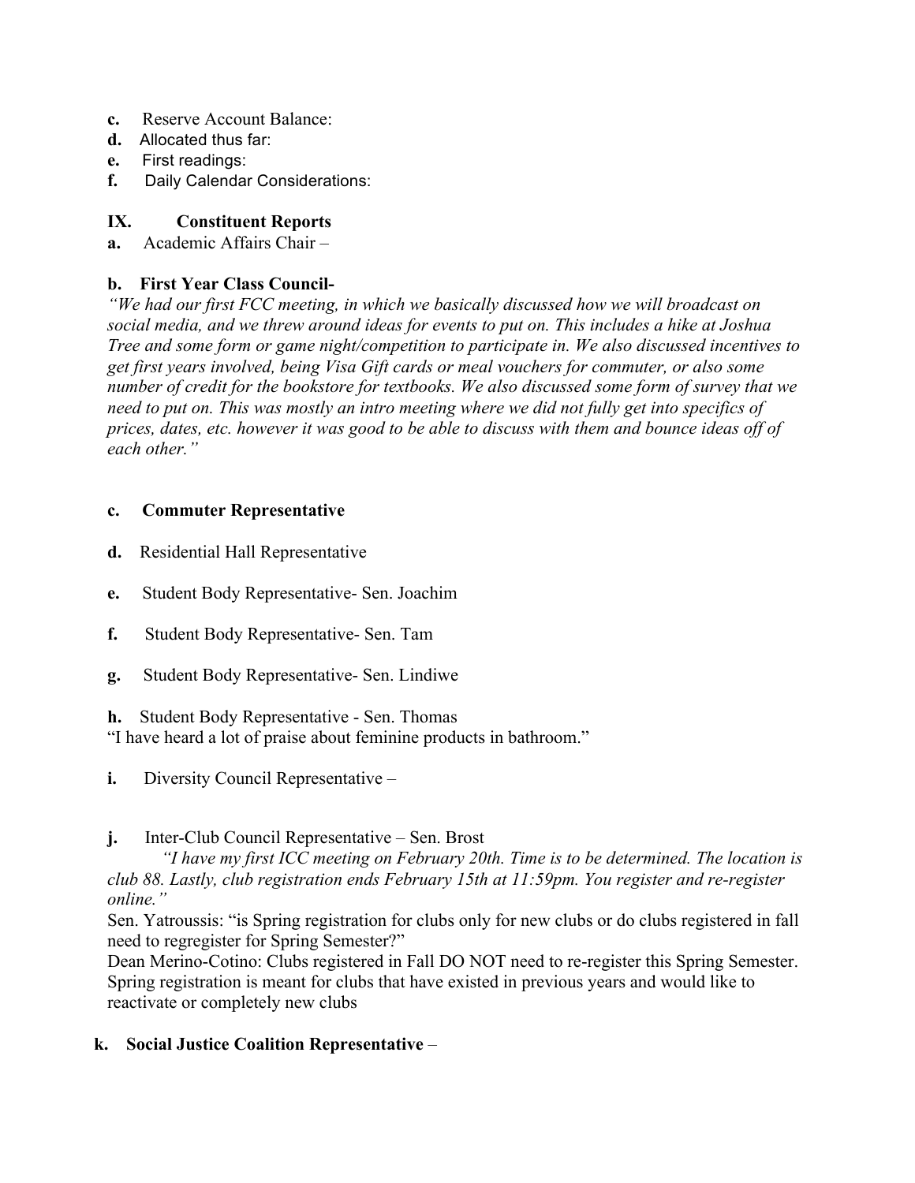**c.** Reserve Account Balance:
**d.** Allocated thus far:
**e.** First readings:
**f.** Daily Calendar Considerations:

## IX. Constituent Reports

**a.** Academic Affairs Chair –

**b. First Year Class Council-**

*"We had our first FCC meeting, in which we basically discussed how we will broadcast on social media, and we threw around ideas for events to put on. This includes a hike at Joshua Tree and some form or game night/competition to participate in. We also discussed incentives to get first years involved, being Visa Gift cards or meal vouchers for commuter, or also some number of credit for the bookstore for textbooks. We also discussed some form of survey that we need to put on. This was mostly an intro meeting where we did not fully get into specifics of prices, dates, etc. however it was good to be able to discuss with them and bounce ideas off of each other."*

**c. Commuter Representative**

**d.** Residential Hall Representative

**e.** Student Body Representative- Sen. Joachim

**f.** Student Body Representative- Sen. Tam

**g.** Student Body Representative- Sen. Lindiwe

**h.** Student Body Representative - Sen. Thomas

"I have heard a lot of praise about feminine products in bathroom."

**i.** Diversity Council Representative –

**j.** Inter-Club Council Representative – Sen. Brost

*"I have my first ICC meeting on February 20th. Time is to be determined. The location is club 88. Lastly, club registration ends February 15th at 11:59pm. You register and re-register online."*

Sen. Yatroussis: "is Spring registration for clubs only for new clubs or do clubs registered in fall need to regregister for Spring Semester?"

Dean Merino-Cotino: Clubs registered in Fall DO NOT need to re-register this Spring Semester. Spring registration is meant for clubs that have existed in previous years and would like to reactivate or completely new clubs

**k. Social Justice Coalition Representative** –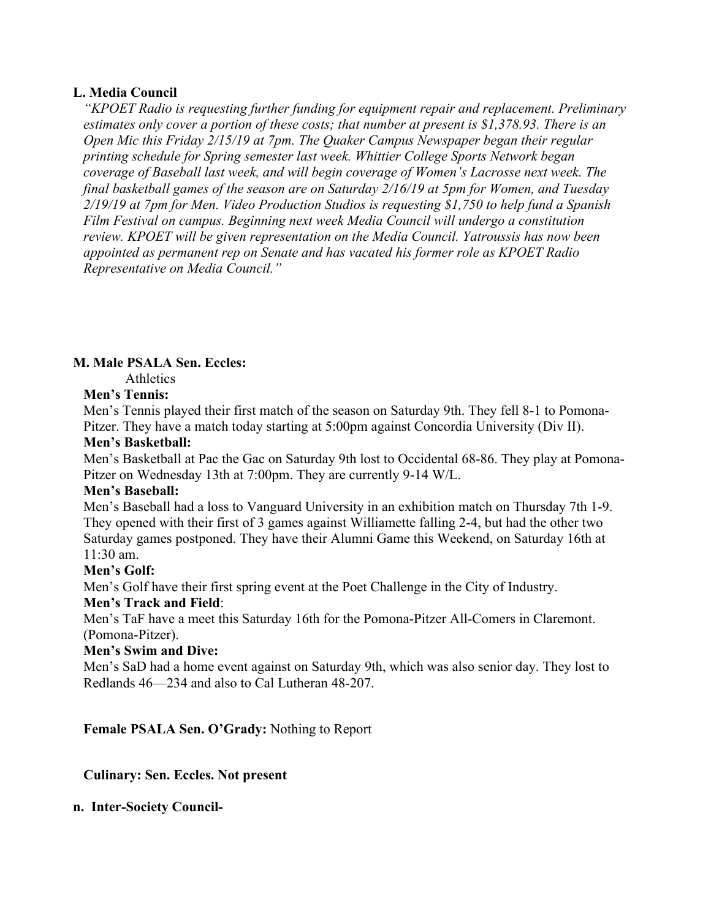**L. Media Council**

*"KPOET Radio is requesting further funding for equipment repair and replacement. Preliminary estimates only cover a portion of these costs; that number at present is $1,378.93. There is an Open Mic this Friday 2/15/19 at 7pm. The Quaker Campus Newspaper began their regular printing schedule for Spring semester last week. Whittier College Sports Network began coverage of Baseball last week, and will begin coverage of Women's Lacrosse next week. The final basketball games of the season are on Saturday 2/16/19 at 5pm for Women, and Tuesday 2/19/19 at 7pm for Men. Video Production Studios is requesting $1,750 to help fund a Spanish Film Festival on campus. Beginning next week Media Council will undergo a constitution review. KPOET will be given representation on the Media Council. Yatroussis has now been appointed as permanent rep on Senate and has vacated his former role as KPOET Radio Representative on Media Council."*

**M. Male PSALA Sen. Eccles:**

Athletics

**Men's Tennis:**

Men's Tennis played their first match of the season on Saturday 9th. They fell 8-1 to Pomona-Pitzer. They have a match today starting at 5:00pm against Concordia University (Div II).

**Men's Basketball:**

Men's Basketball at Pac the Gac on Saturday 9th lost to Occidental 68-86. They play at Pomona-Pitzer on Wednesday 13th at 7:00pm. They are currently 9-14 W/L.

**Men's Baseball:**

Men's Baseball had a loss to Vanguard University in an exhibition match on Thursday 7th 1-9. They opened with their first of 3 games against Williamette falling 2-4, but had the other two Saturday games postponed. They have their Alumni Game this Weekend, on Saturday 16th at 11:30 am.

**Men's Golf:**

Men's Golf have their first spring event at the Poet Challenge in the City of Industry.

**Men's Track and Field**:

Men's TaF have a meet this Saturday 16th for the Pomona-Pitzer All-Comers in Claremont. (Pomona-Pitzer).

**Men's Swim and Dive:**

Men's SaD had a home event against on Saturday 9th, which was also senior day. They lost to Redlands 46—234 and also to Cal Lutheran 48-207.

**Female PSALA Sen. O'Grady:** Nothing to Report

**Culinary: Sen. Eccles. Not present**

**n. Inter-Society Council-**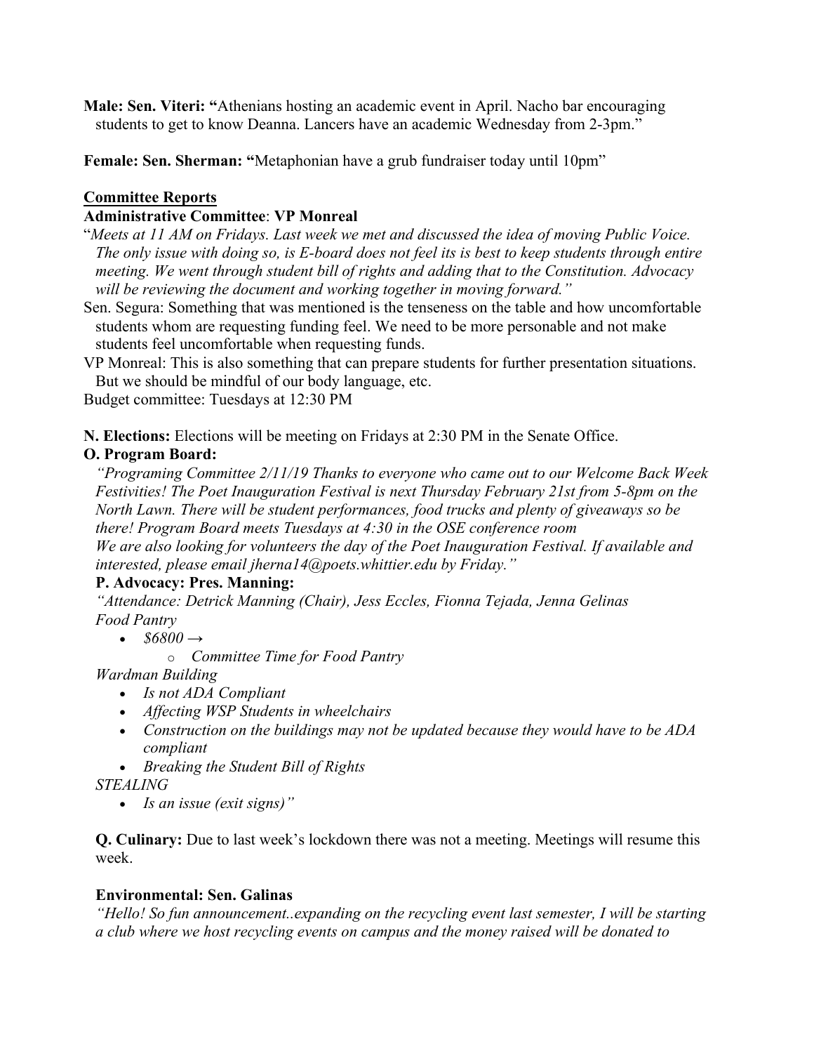**Male: Sen. Viteri: "**Athenians hosting an academic event in April. Nacho bar encouraging students to get to know Deanna. Lancers have an academic Wednesday from 2-3pm."

**Female: Sen. Sherman: "**Metaphonian have a grub fundraiser today until 10pm"

**Committee Reports**

**Administrative Committee**: **VP Monreal**

"*Meets at 11 AM on Fridays. Last week we met and discussed the idea of moving Public Voice. The only issue with doing so, is E-board does not feel its is best to keep students through entire meeting. We went through student bill of rights and adding that to the Constitution. Advocacy will be reviewing the document and working together in moving forward."*

Sen. Segura: Something that was mentioned is the tenseness on the table and how uncomfortable students whom are requesting funding feel. We need to be more personable and not make students feel uncomfortable when requesting funds.

VP Monreal: This is also something that can prepare students for further presentation situations. But we should be mindful of our body language, etc.

Budget committee: Tuesdays at 12:30 PM

**N. Elections:** Elections will be meeting on Fridays at 2:30 PM in the Senate Office.

**O. Program Board:**

*"Programing Committee 2/11/19 Thanks to everyone who came out to our Welcome Back Week Festivities! The Poet Inauguration Festival is next Thursday February 21st from 5-8pm on the North Lawn. There will be student performances, food trucks and plenty of giveaways so be there! Program Board meets Tuesdays at 4:30 in the OSE conference room*
*We are also looking for volunteers the day of the Poet Inauguration Festival. If available and interested, please email jherna14@poets.whittier.edu by Friday."*

**P. Advocacy: Pres. Manning:**

*"Attendance: Detrick Manning (Chair), Jess Eccles, Fionna Tejada, Jenna Gelinas*

*Food Pantry*

- *$6800 →*
  - *Committee Time for Food Pantry*

*Wardman Building*

- *Is not ADA Compliant*
- *Affecting WSP Students in wheelchairs*
- *Construction on the buildings may not be updated because they would have to be ADA compliant*
- *Breaking the Student Bill of Rights*

*STEALING*

- *Is an issue (exit signs)"*

**Q. Culinary:** Due to last week's lockdown there was not a meeting. Meetings will resume this week.

**Environmental: Sen. Galinas**

*"Hello! So fun announcement..expanding on the recycling event last semester, I will be starting a club where we host recycling events on campus and the money raised will be donated to*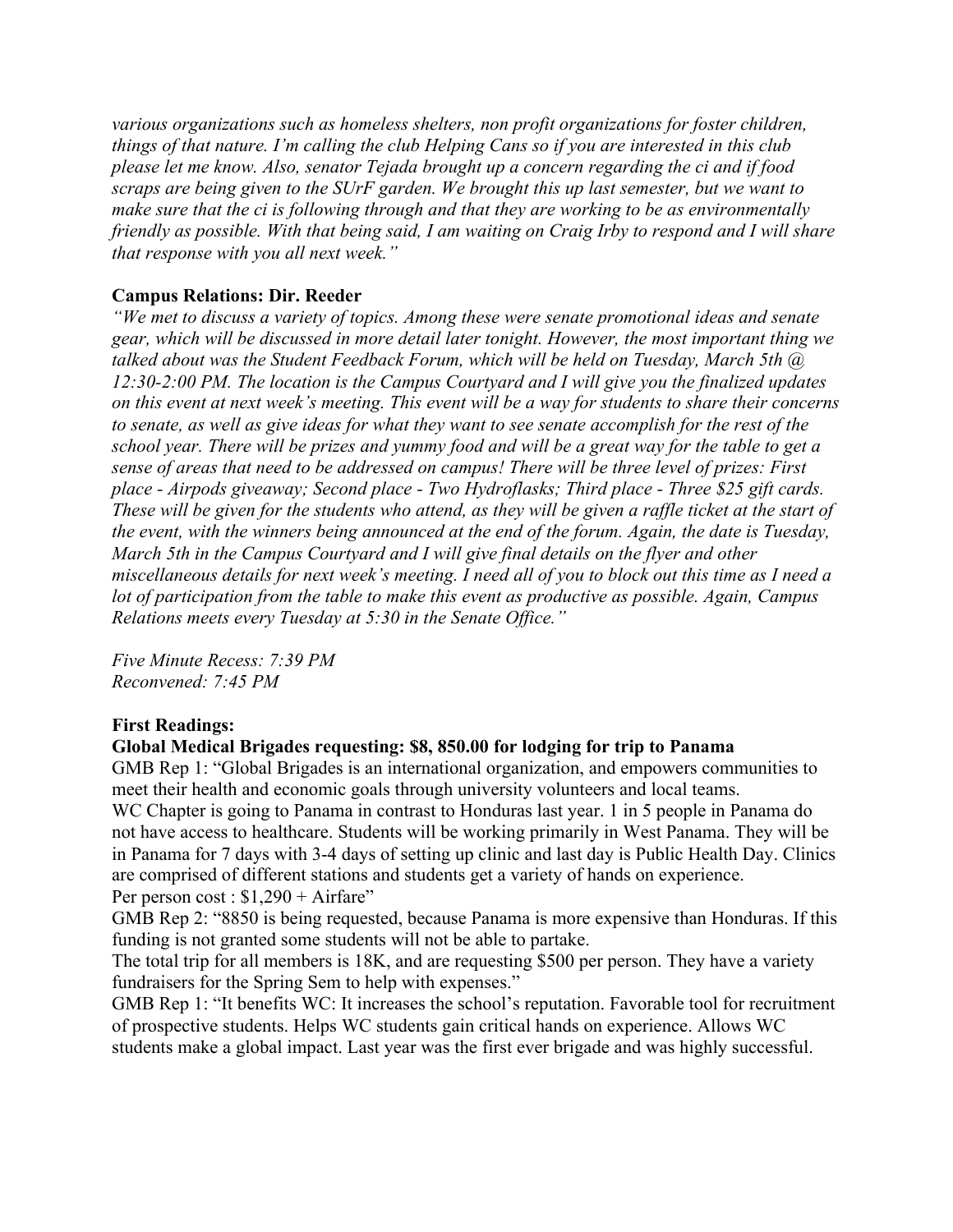*various organizations such as homeless shelters, non profit organizations for foster children, things of that nature. I'm calling the club Helping Cans so if you are interested in this club please let me know. Also, senator Tejada brought up a concern regarding the ci and if food scraps are being given to the SUrF garden. We brought this up last semester, but we want to make sure that the ci is following through and that they are working to be as environmentally friendly as possible. With that being said, I am waiting on Craig Irby to respond and I will share that response with you all next week."*

**Campus Relations: Dir. Reeder**

*"We met to discuss a variety of topics. Among these were senate promotional ideas and senate gear, which will be discussed in more detail later tonight. However, the most important thing we talked about was the Student Feedback Forum, which will be held on Tuesday, March 5th @ 12:30-2:00 PM. The location is the Campus Courtyard and I will give you the finalized updates on this event at next week's meeting. This event will be a way for students to share their concerns to senate, as well as give ideas for what they want to see senate accomplish for the rest of the school year. There will be prizes and yummy food and will be a great way for the table to get a sense of areas that need to be addressed on campus! There will be three level of prizes: First place - Airpods giveaway; Second place - Two Hydroflasks; Third place - Three $25 gift cards. These will be given for the students who attend, as they will be given a raffle ticket at the start of the event, with the winners being announced at the end of the forum. Again, the date is Tuesday, March 5th in the Campus Courtyard and I will give final details on the flyer and other miscellaneous details for next week's meeting. I need all of you to block out this time as I need a lot of participation from the table to make this event as productive as possible. Again, Campus Relations meets every Tuesday at 5:30 in the Senate Office."*

*Five Minute Recess: 7:39 PM*
*Reconvened: 7:45 PM*

**First Readings:**

**Global Medical Brigades requesting: $8, 850.00 for lodging for trip to Panama**

GMB Rep 1: "Global Brigades is an international organization, and empowers communities to meet their health and economic goals through university volunteers and local teams.
WC Chapter is going to Panama in contrast to Honduras last year. 1 in 5 people in Panama do not have access to healthcare. Students will be working primarily in West Panama. They will be in Panama for 7 days with 3-4 days of setting up clinic and last day is Public Health Day. Clinics are comprised of different stations and students get a variety of hands on experience.
Per person cost : $1,290 + Airfare"

GMB Rep 2: "8850 is being requested, because Panama is more expensive than Honduras. If this funding is not granted some students will not be able to partake.
The total trip for all members is 18K, and are requesting $500 per person. They have a variety fundraisers for the Spring Sem to help with expenses."

GMB Rep 1: "It benefits WC: It increases the school's reputation. Favorable tool for recruitment of prospective students. Helps WC students gain critical hands on experience. Allows WC students make a global impact. Last year was the first ever brigade and was highly successful.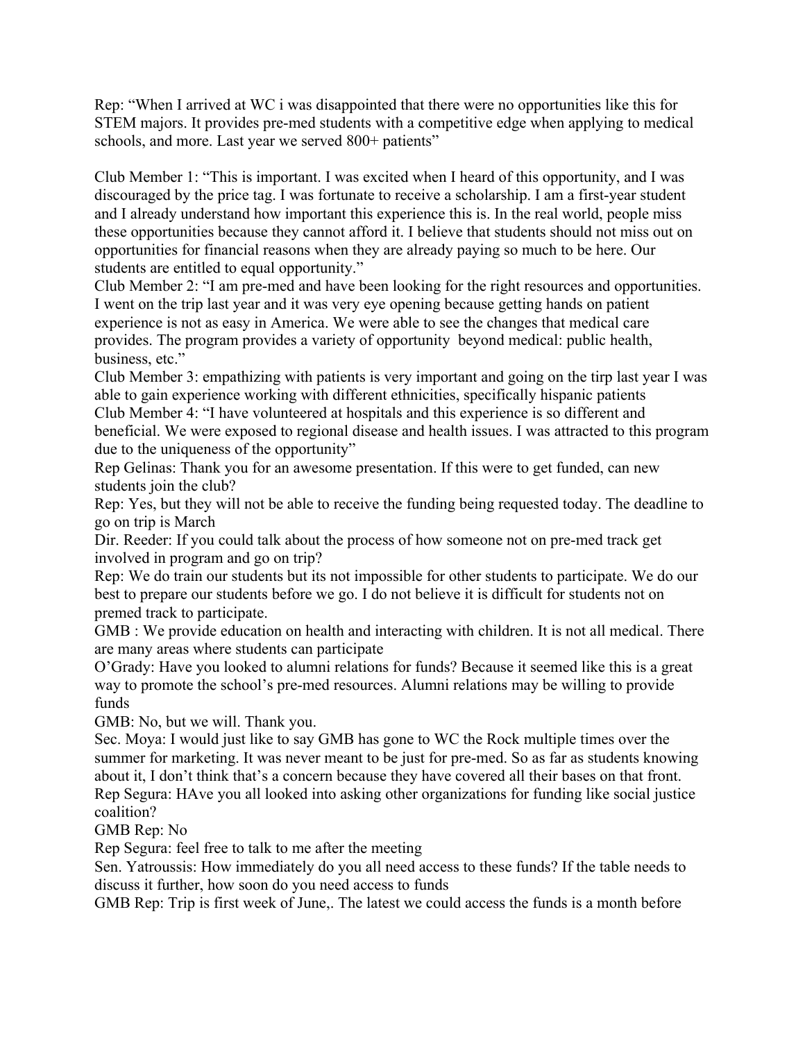Rep: "When I arrived at WC i was disappointed that there were no opportunities like this for STEM majors. It provides pre-med students with a competitive edge when applying to medical schools, and more. Last year we served 800+ patients"

Club Member 1: "This is important. I was excited when I heard of this opportunity, and I was discouraged by the price tag. I was fortunate to receive a scholarship. I am a first-year student and I already understand how important this experience this is. In the real world, people miss these opportunities because they cannot afford it. I believe that students should not miss out on opportunities for financial reasons when they are already paying so much to be here. Our students are entitled to equal opportunity."

Club Member 2: "I am pre-med and have been looking for the right resources and opportunities. I went on the trip last year and it was very eye opening because getting hands on patient experience is not as easy in America. We were able to see the changes that medical care provides. The program provides a variety of opportunity beyond medical: public health, business, etc."

Club Member 3: empathizing with patients is very important and going on the tirp last year I was able to gain experience working with different ethnicities, specifically hispanic patients

Club Member 4: "I have volunteered at hospitals and this experience is so different and beneficial. We were exposed to regional disease and health issues. I was attracted to this program due to the uniqueness of the opportunity"

Rep Gelinas: Thank you for an awesome presentation. If this were to get funded, can new students join the club?

Rep: Yes, but they will not be able to receive the funding being requested today. The deadline to go on trip is March

Dir. Reeder: If you could talk about the process of how someone not on pre-med track get involved in program and go on trip?

Rep: We do train our students but its not impossible for other students to participate. We do our best to prepare our students before we go. I do not believe it is difficult for students not on premed track to participate.

GMB : We provide education on health and interacting with children. It is not all medical. There are many areas where students can participate

O'Grady: Have you looked to alumni relations for funds? Because it seemed like this is a great way to promote the school's pre-med resources. Alumni relations may be willing to provide funds

GMB: No, but we will. Thank you.

Sec. Moya: I would just like to say GMB has gone to WC the Rock multiple times over the summer for marketing. It was never meant to be just for pre-med. So as far as students knowing about it, I don't think that's a concern because they have covered all their bases on that front.

Rep Segura: HAve you all looked into asking other organizations for funding like social justice coalition?

GMB Rep: No

Rep Segura: feel free to talk to me after the meeting

Sen. Yatroussis: How immediately do you all need access to these funds? If the table needs to discuss it further, how soon do you need access to funds

GMB Rep: Trip is first week of June,. The latest we could access the funds is a month before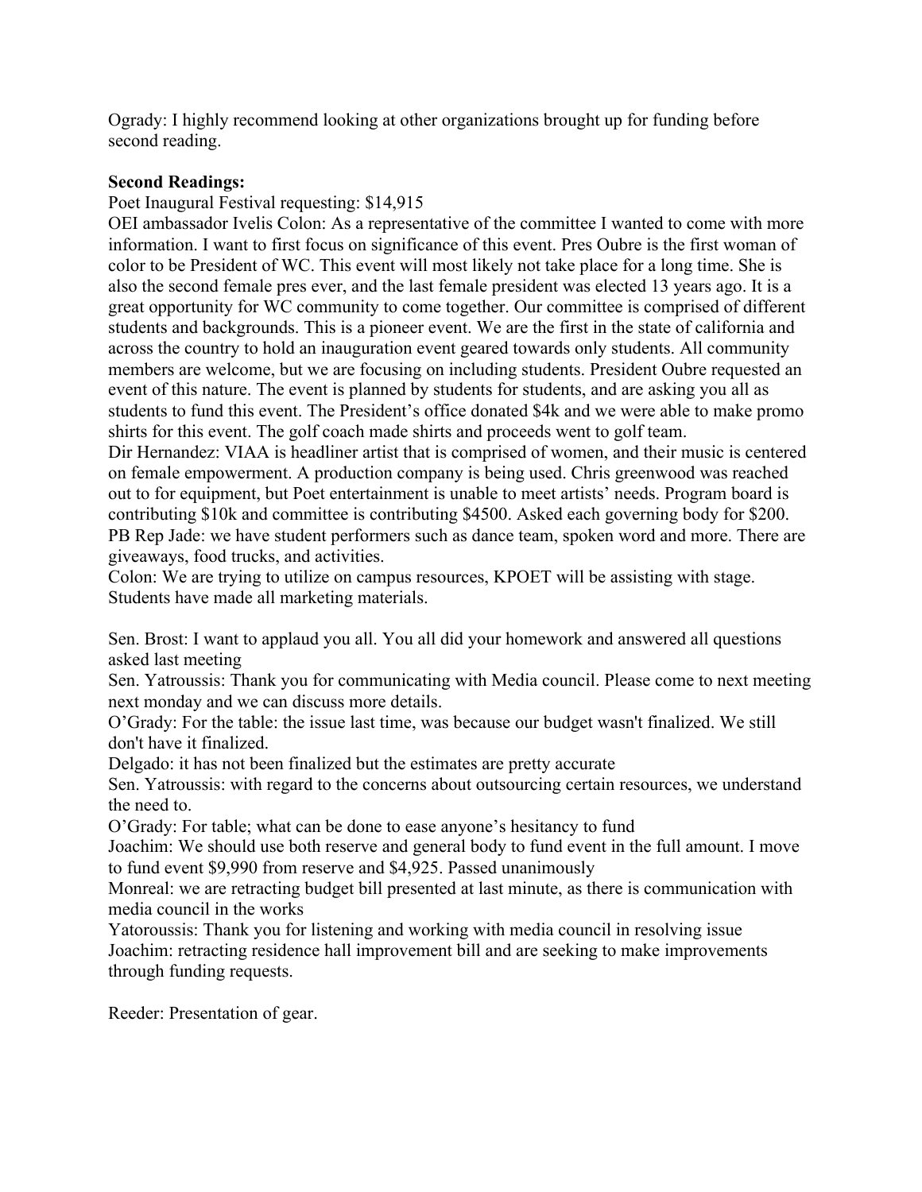Ogrady: I highly recommend looking at other organizations brought up for funding before second reading.

**Second Readings:**

Poet Inaugural Festival requesting: $14,915

OEI ambassador Ivelis Colon: As a representative of the committee I wanted to come with more information. I want to first focus on significance of this event. Pres Oubre is the first woman of color to be President of WC. This event will most likely not take place for a long time. She is also the second female pres ever, and the last female president was elected 13 years ago. It is a great opportunity for WC community to come together. Our committee is comprised of different students and backgrounds. This is a pioneer event. We are the first in the state of california and across the country to hold an inauguration event geared towards only students. All community members are welcome, but we are focusing on including students. President Oubre requested an event of this nature. The event is planned by students for students, and are asking you all as students to fund this event. The President's office donated $4k and we were able to make promo shirts for this event. The golf coach made shirts and proceeds went to golf team.

Dir Hernandez: VIAA is headliner artist that is comprised of women, and their music is centered on female empowerment. A production company is being used. Chris greenwood was reached out to for equipment, but Poet entertainment is unable to meet artists' needs. Program board is contributing $10k and committee is contributing $4500. Asked each governing body for $200.

PB Rep Jade: we have student performers such as dance team, spoken word and more. There are giveaways, food trucks, and activities.

Colon: We are trying to utilize on campus resources, KPOET will be assisting with stage. Students have made all marketing materials.

Sen. Brost: I want to applaud you all. You all did your homework and answered all questions asked last meeting

Sen. Yatroussis: Thank you for communicating with Media council. Please come to next meeting next monday and we can discuss more details.

O'Grady: For the table: the issue last time, was because our budget wasn't finalized. We still don't have it finalized.

Delgado: it has not been finalized but the estimates are pretty accurate

Sen. Yatroussis: with regard to the concerns about outsourcing certain resources, we understand the need to.

O'Grady: For table; what can be done to ease anyone's hesitancy to fund

Joachim: We should use both reserve and general body to fund event in the full amount. I move to fund event $9,990 from reserve and $4,925. Passed unanimously

Monreal: we are retracting budget bill presented at last minute, as there is communication with media council in the works

Yatoroussis: Thank you for listening and working with media council in resolving issue

Joachim: retracting residence hall improvement bill and are seeking to make improvements through funding requests.

Reeder: Presentation of gear.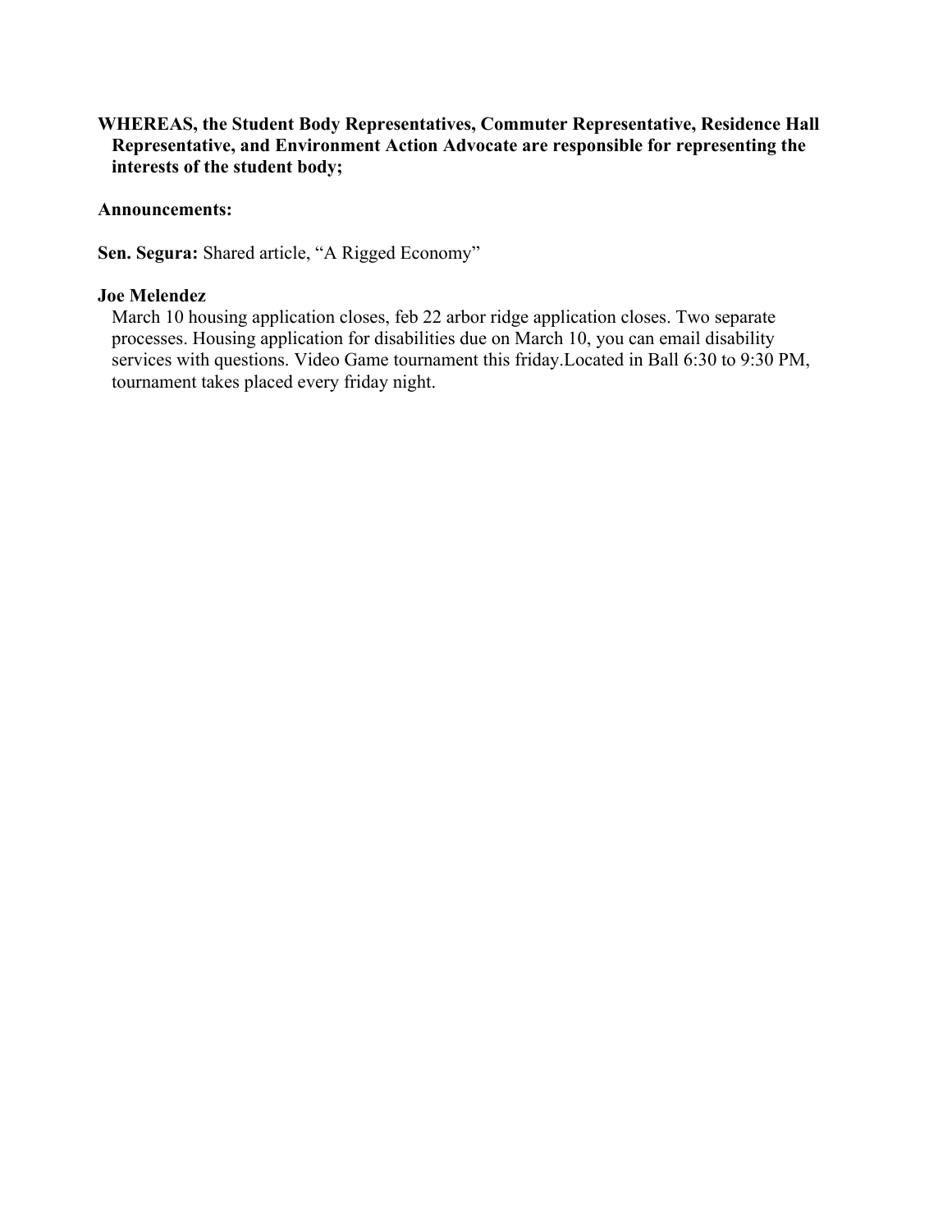**WHEREAS, the Student Body Representatives, Commuter Representative, Residence Hall Representative, and Environment Action Advocate are responsible for representing the interests of the student body;**

**Announcements:**

**Sen. Segura:** Shared article, "A Rigged Economy"

**Joe Melendez**

March 10 housing application closes, feb 22 arbor ridge application closes. Two separate processes. Housing application for disabilities due on March 10, you can email disability services with questions. Video Game tournament this friday.Located in Ball 6:30 to 9:30 PM, tournament takes placed every friday night.